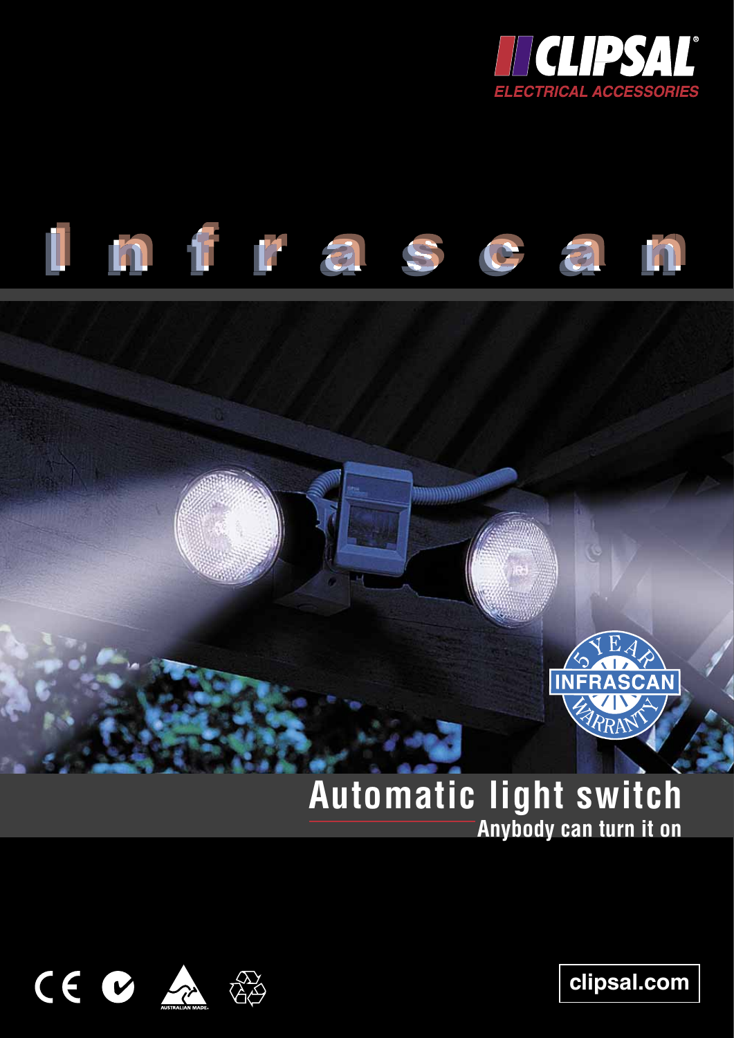CLIPSAL

ELECTRICAL ACCESSORIES

# Infrascan

5 YEAR INFRASCAN WARRANTY

## Automatic light switch

**Anybody can turn it on**

AUSTRALIAN MADE

clipsal.com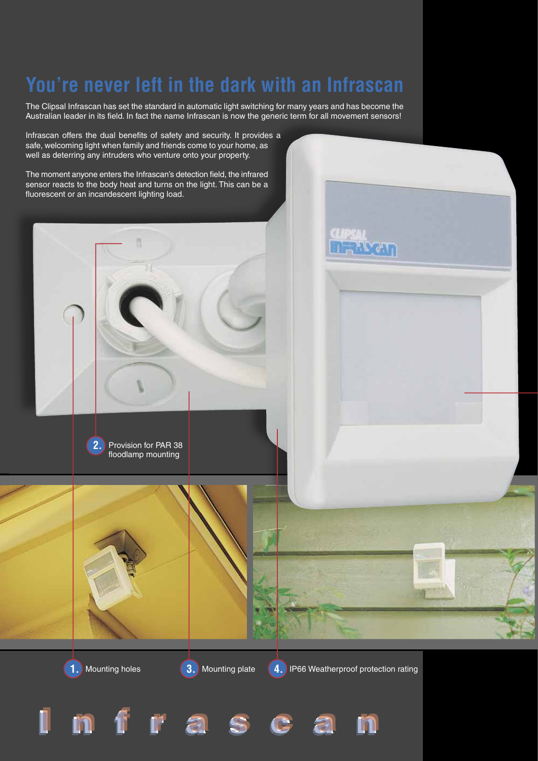# You're never left in the dark with an Infrascan

The Clipsal Infrascan has set the standard in automatic light switching for many years and has become the Australian leader in its field. In fact the name Infrascan is now the generic term for all movement sensors!

Infrascan offers the dual benefits of safety and security. It provides a safe, welcoming light when family and friends come to your home, as well as deterring any intruders who venture onto your property.

The moment anyone enters the Infrascan's detection field, the infrared sensor reacts to the body heat and turns on the light. This can be a fluorescent or an incandescent lighting load.

1. Mounting holes
2. Provision for PAR 38 floodlamp mounting
3. Mounting plate
4. IP66 Weatherproof protection rating

Infrascan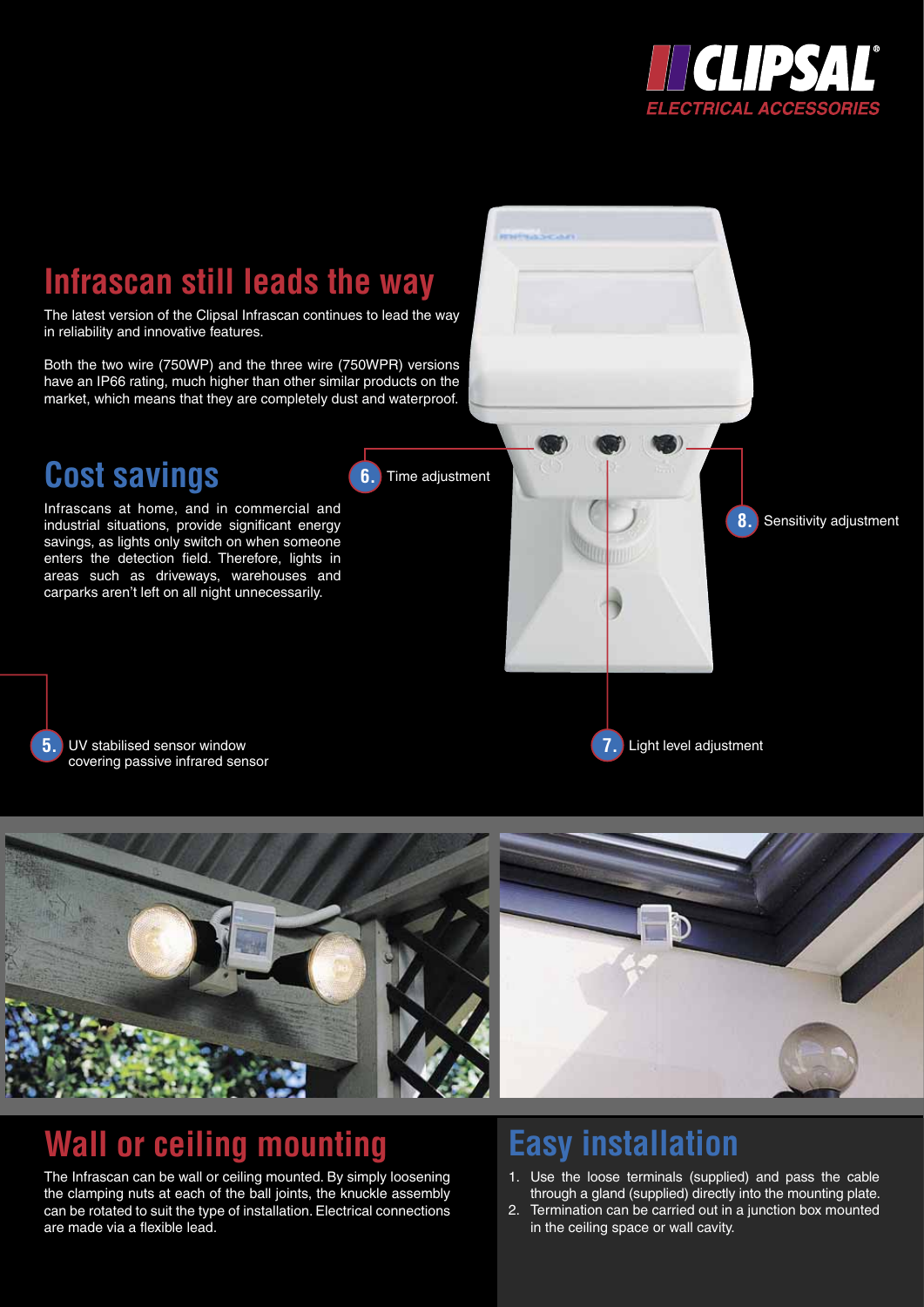## Infrascan still leads the way

The latest version of the Clipsal Infrascan continues to lead the way in reliability and innovative features.

Both the two wire (750WP) and the three wire (750WPR) versions have an IP66 rating, much higher than other similar products on the market, which means that they are completely dust and waterproof.

## Cost savings

Infrascans at home, and in commercial and industrial situations, provide significant energy savings, as lights only switch on when someone enters the detection field. Therefore, lights in areas such as driveways, warehouses and carparks aren't left on all night unnecessarily.

**6.** Time adjustment

**8.** Sensitivity adjustment

**5.** UV stabilised sensor window covering passive infrared sensor

**7.** Light level adjustment

## Wall or ceiling mounting

The Infrascan can be wall or ceiling mounted. By simply loosening the clamping nuts at each of the ball joints, the knuckle assembly can be rotated to suit the type of installation. Electrical connections are made via a flexible lead.

## Easy installation

1. Use the loose terminals (supplied) and pass the cable through a gland (supplied) directly into the mounting plate.
2. Termination can be carried out in a junction box mounted in the ceiling space or wall cavity.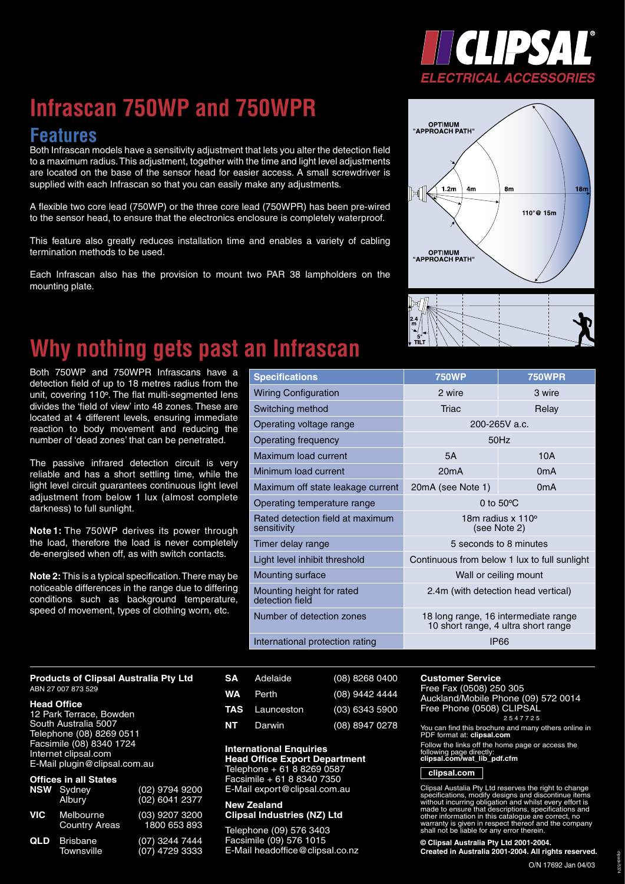CLIPSAL
ELECTRICAL ACCESSORIES

# Infrascan 750WP and 750WPR

## Features

Both Infrascan models have a sensitivity adjustment that lets you alter the detection field to a maximum radius. This adjustment, together with the time and light level adjustments are located on the base of the sensor head for easier access. A small screwdriver is supplied with each Infrascan so that you can easily make any adjustments.

A flexible two core lead (750WP) or the three core lead (750WPR) has been pre-wired to the sensor head, to ensure that the electronics enclosure is completely waterproof.

This feature also greatly reduces installation time and enables a variety of cabling termination methods to be used.

Each Infrascan also has the provision to mount two PAR 38 lampholders on the mounting plate.

OPTIMUM "APPROACH PATH"
1.2m
4m
8m
18m
110° @ 15m
OPTIMUM "APPROACH PATH"

2.4 m
5° TILT

# Why nothing gets past an Infrascan

Both 750WP and 750WPR Infrascans have a detection field of up to 18 metres radius from the unit, covering 110º. The flat multi-segmented lens divides the 'field of view' into 48 zones. These are located at 4 different levels, ensuring immediate reaction to body movement and reducing the number of 'dead zones' that can be penetrated.

The passive infrared detection circuit is very reliable and has a short settling time, while the light level circuit guarantees continuous light level adjustment from below 1 lux (almost complete darkness) to full sunlight.

**Note 1:** The 750WP derives its power through the load, therefore the load is never completely de-energised when off, as with switch contacts.

**Note 2:** This is a typical specification. There may be noticeable differences in the range due to differing conditions such as background temperature, speed of movement, types of clothing worn, etc.

| Specifications | 750WP | 750WPR |
|---|---|---|
| Wiring Configuration | 2 wire | 3 wire |
| Switching method | Triac | Relay |
| Operating voltage range | 200-265V a.c. | |
| Operating frequency | 50Hz | |
| Maximum load current | 5A | 10A |
| Minimum load current | 20mA | 0mA |
| Maximum off state leakage current | 20mA (see Note 1) | 0mA |
| Operating temperature range | 0 to 50ºC | |
| Rated detection field at maximum sensitivity | 18m radius x 110º (see Note 2) | |
| Timer delay range | 5 seconds to 8 minutes | |
| Light level inhibit threshold | Continuous from below 1 lux to full sunlight | |
| Mounting surface | Wall or ceiling mount | |
| Mounting height for rated detection field | 2.4m (with detection head vertical) | |
| Number of detection zones | 18 long range, 16 intermediate range 10 short range, 4 ultra short range | |
| International protection rating | IP66 | |

**Products of Clipsal Australia Pty Ltd**
ABN 27 007 873 529

**Head Office**
12 Park Terrace, Bowden
South Australia 5007
Telephone (08) 8269 0511
Facsimile (08) 8340 1724
Internet clipsal.com
E-Mail plugin@clipsal.com.au

**Offices in all States**

| | | |
|---|---|---|
| **NSW** | Sydney | (02) 9794 9200 |
| | Albury | (02) 6041 2377 |
| **VIC** | Melbourne | (03) 9207 3200 |
| | Country Areas | 1800 653 893 |
| **QLD** | Brisbane | (07) 3244 7444 |
| | Townsville | (07) 4729 3333 |
| **SA** | Adelaide | (08) 8268 0400 |
| **WA** | Perth | (08) 9442 4444 |
| **TAS** | Launceston | (03) 6343 5900 |
| **NT** | Darwin | (08) 8947 0278 |

**International Enquiries**
**Head Office Export Department**
Telephone + 61 8 8269 0587
Facsimile + 61 8 8340 7350
E-Mail export@clipsal.com.au

**New Zealand**
**Clipsal Industries (NZ) Ltd**
Telephone (09) 576 3403
Facsimile (09) 576 1015
E-Mail headoffice@clipsal.co.nz

**Customer Service**
Free Fax (0508) 250 305
Auckland/Mobile Phone (09) 572 0014
Free Phone (0508) CLIPSAL
2 5 4 7 7 2 5

You can find this brochure and many others online in PDF format at: **clipsal.com**

Follow the links off the home page or access the following page directly:
**clipsal.com/wat_lib_pdf.cfm**

**clipsal.com**

Clipsal Austalia Pty Ltd reserves the right to change specifications, modify designs and discontinue items without incurring obligation and whilst every effort is made to ensure that descriptions, specifications and other information in this catalogue are correct, no warranty is given in respect thereof and the company shall not be liable for any error therein.

**© Clipsal Australia Pty Ltd 2001-2004.**
**Created in Australia 2001-2004. All rights reserved.**

O/N 17692 Jan 04/03